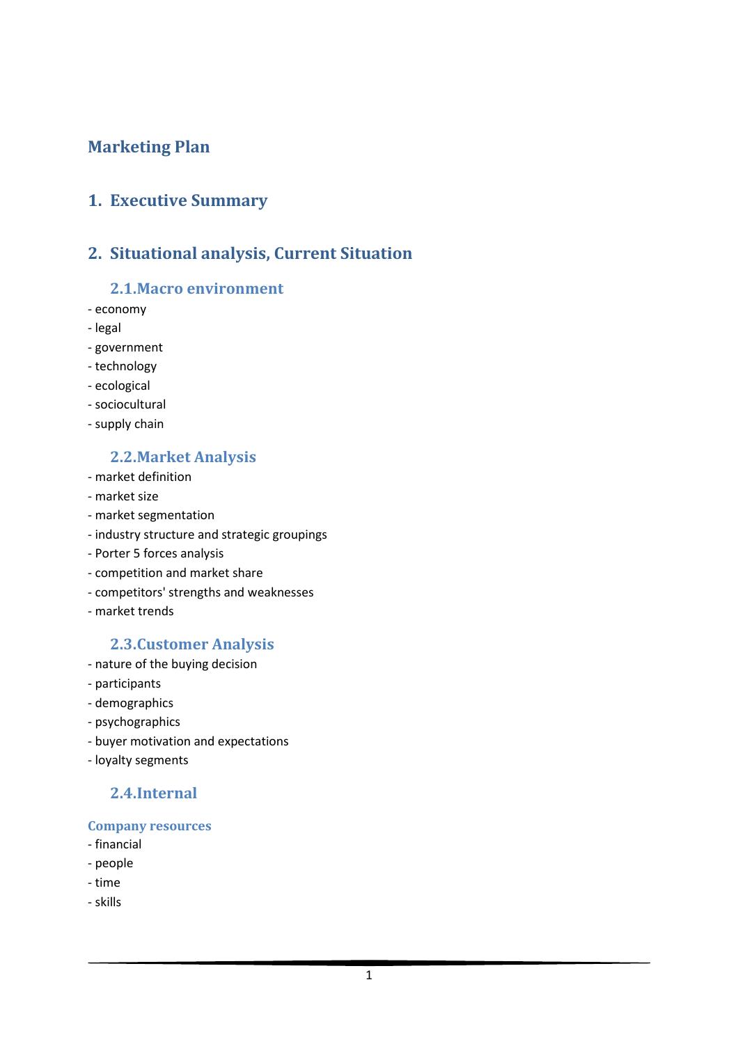# Marketing Plan

## 1. Executive Summary

## 2. Situational analysis, Current Situation

### 2.1. Macro environment

- economy
- legal
- government
- technology
- ecological
- sociocultural
- supply chain

### 2.2. Market Analysis

- market definition
- market size
- market segmentation
- industry structure and strategic groupings
- Porter 5 forces analysis
- competition and market share
- competitors' strengths and weaknesses
- market trends

### 2.3. Customer Analysis

- nature of the buying decision
- participants
- demographics
- psychographics
- buyer motivation and expectations
- loyalty segments

### 2.4. Internal

#### Company resources

- financial
- people
- time
- skills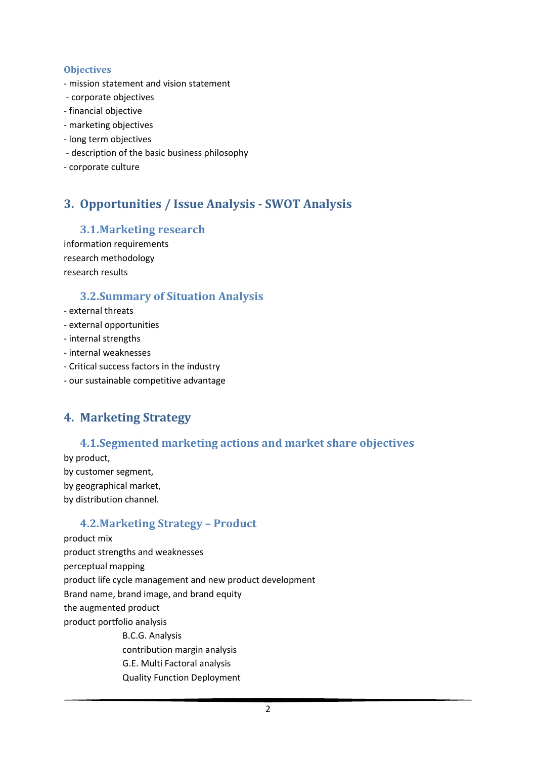### Objectives

- mission statement and vision statement
- corporate objectives
- financial objective
- marketing objectives
- long term objectives
- description of the basic business philosophy
- corporate culture

## 3. Opportunities / Issue Analysis - SWOT Analysis

### 3.1. Marketing research

information requirements
research methodology
research results

### 3.2. Summary of Situation Analysis

- external threats
- external opportunities
- internal strengths
- internal weaknesses
- Critical success factors in the industry
- our sustainable competitive advantage

## 4. Marketing Strategy

### 4.1. Segmented marketing actions and market share objectives

by product,
by customer segment,
by geographical market,
by distribution channel.

### 4.2. Marketing Strategy – Product

product mix
product strengths and weaknesses
perceptual mapping
product life cycle management and new product development
Brand name, brand image, and brand equity
the augmented product
product portfolio analysis

- B.C.G. Analysis
- contribution margin analysis
- G.E. Multi Factoral analysis
- Quality Function Deployment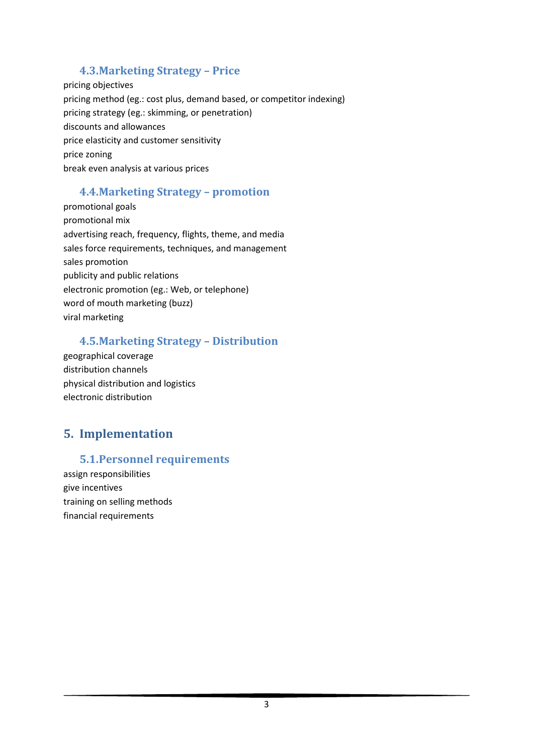### 4.3. Marketing Strategy – Price

pricing objectives
pricing method (eg.: cost plus, demand based, or competitor indexing)
pricing strategy (eg.: skimming, or penetration)
discounts and allowances
price elasticity and customer sensitivity
price zoning
break even analysis at various prices

### 4.4. Marketing Strategy – promotion

promotional goals
promotional mix
advertising reach, frequency, flights, theme, and media
sales force requirements, techniques, and management
sales promotion
publicity and public relations
electronic promotion (eg.: Web, or telephone)
word of mouth marketing (buzz)
viral marketing

### 4.5. Marketing Strategy – Distribution

geographical coverage
distribution channels
physical distribution and logistics
electronic distribution

## 5. Implementation

### 5.1. Personnel requirements

assign responsibilities
give incentives
training on selling methods
financial requirements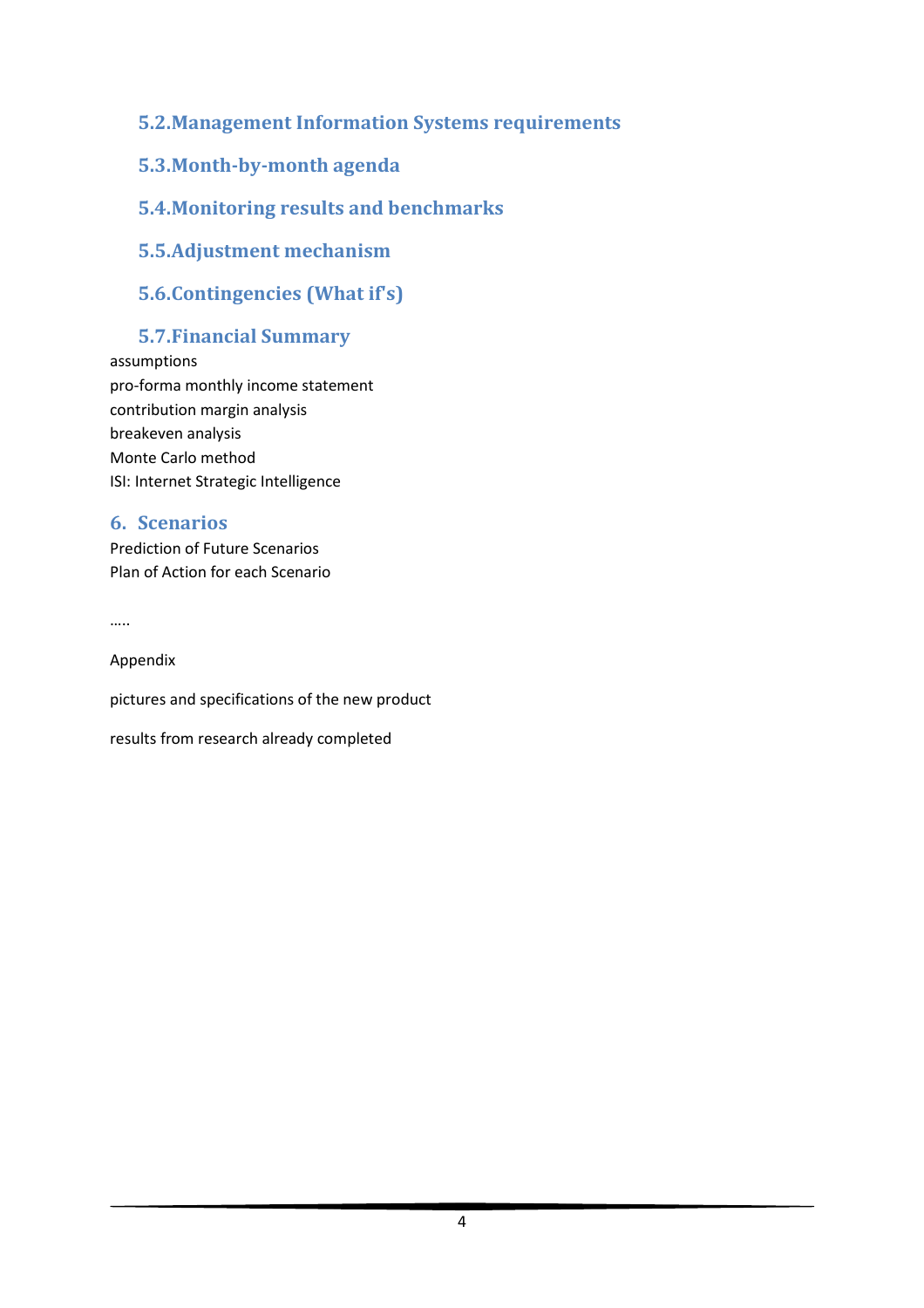### 5.2. Management Information Systems requirements

### 5.3. Month-by-month agenda

### 5.4. Monitoring results and benchmarks

### 5.5. Adjustment mechanism

### 5.6. Contingencies (What if's)

### 5.7. Financial Summary

assumptions
pro-forma monthly income statement
contribution margin analysis
breakeven analysis
Monte Carlo method
ISI: Internet Strategic Intelligence

## 6. Scenarios

Prediction of Future Scenarios
Plan of Action for each Scenario

…..

Appendix

pictures and specifications of the new product

results from research already completed